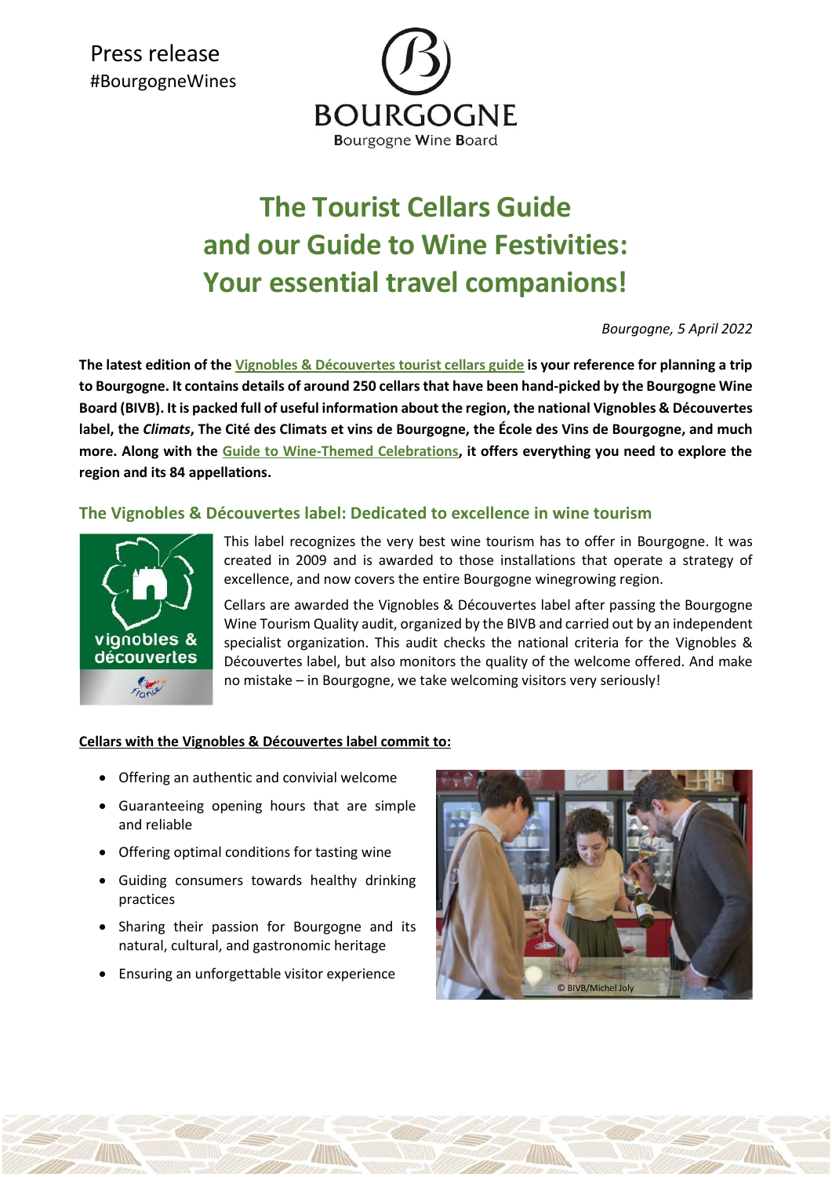Press release
#BourgogneWines

BOURGOGNE
Bourgogne Wine Board

# The Tourist Cellars Guide and our Guide to Wine Festivities: Your essential travel companions!

*Bourgogne, 5 April 2022*

**The latest edition of the Vignobles & Découvertes tourist cellars guide is your reference for planning a trip to Bourgogne. It contains details of around 250 cellars that have been hand-picked by the Bourgogne Wine Board (BIVB). It is packed full of useful information about the region, the national Vignobles & Découvertes label, the *Climats*, The Cité des Climats et vins de Bourgogne, the École des Vins de Bourgogne, and much more. Along with the Guide to Wine-Themed Celebrations, it offers everything you need to explore the region and its 84 appellations.**

## The Vignobles & Découvertes label: Dedicated to excellence in wine tourism

This label recognizes the very best wine tourism has to offer in Bourgogne. It was created in 2009 and is awarded to those installations that operate a strategy of excellence, and now covers the entire Bourgogne winegrowing region.

Cellars are awarded the Vignobles & Découvertes label after passing the Bourgogne Wine Tourism Quality audit, organized by the BIVB and carried out by an independent specialist organization. This audit checks the national criteria for the Vignobles & Découvertes label, but also monitors the quality of the welcome offered. And make no mistake – in Bourgogne, we take welcoming visitors very seriously!

**Cellars with the Vignobles & Découvertes label commit to:**

- Offering an authentic and convivial welcome
- Guaranteeing opening hours that are simple and reliable
- Offering optimal conditions for tasting wine
- Guiding consumers towards healthy drinking practices
- Sharing their passion for Bourgogne and its natural, cultural, and gastronomic heritage
- Ensuring an unforgettable visitor experience

© BIVB/Michel Joly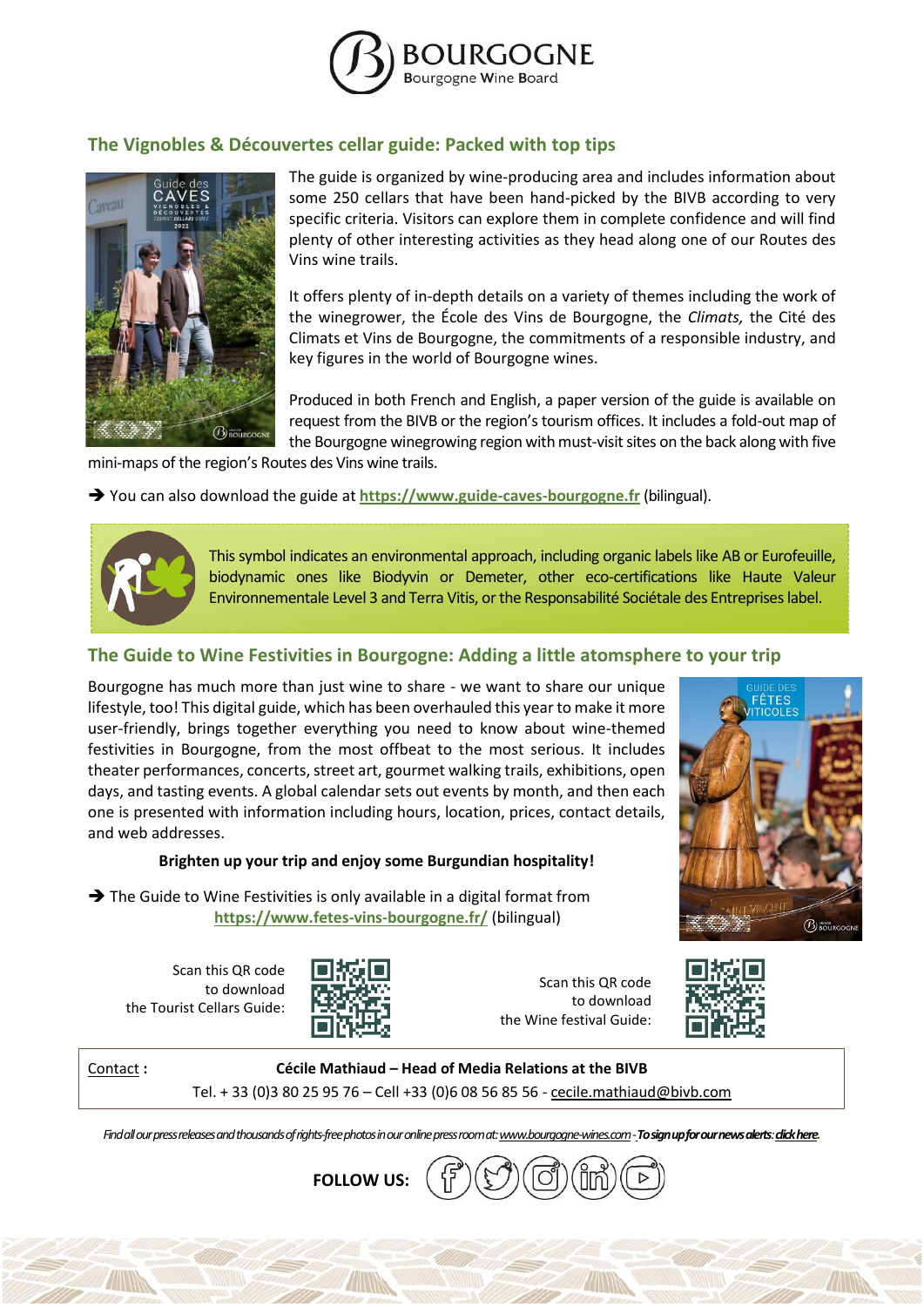## The Vignobles & Découvertes cellar guide: Packed with top tips

The guide is organized by wine-producing area and includes information about some 250 cellars that have been hand-picked by the BIVB according to very specific criteria. Visitors can explore them in complete confidence and will find plenty of other interesting activities as they head along one of our Routes des Vins wine trails.

It offers plenty of in-depth details on a variety of themes including the work of the winegrower, the École des Vins de Bourgogne, the *Climats,* the Cité des Climats et Vins de Bourgogne, the commitments of a responsible industry, and key figures in the world of Bourgogne wines.

Produced in both French and English, a paper version of the guide is available on request from the BIVB or the region's tourism offices. It includes a fold-out map of the Bourgogne winegrowing region with must-visit sites on the back along with five mini-maps of the region's Routes des Vins wine trails.

➔ You can also download the guide at **https://www.guide-caves-bourgogne.fr** (bilingual).

This symbol indicates an environmental approach, including organic labels like AB or Eurofeuille, biodynamic ones like Biodyvin or Demeter, other eco-certifications like Haute Valeur Environnementale Level 3 and Terra Vitis, or the Responsabilité Sociétale des Entreprises label.

## The Guide to Wine Festivities in Bourgogne: Adding a little atomsphere to your trip

Bourgogne has much more than just wine to share - we want to share our unique lifestyle, too! This digital guide, which has been overhauled this year to make it more user-friendly, brings together everything you need to know about wine-themed festivities in Bourgogne, from the most offbeat to the most serious. It includes theater performances, concerts, street art, gourmet walking trails, exhibitions, open days, and tasting events. A global calendar sets out events by month, and then each one is presented with information including hours, location, prices, contact details, and web addresses.

**Brighten up your trip and enjoy some Burgundian hospitality!**

➔ The Guide to Wine Festivities is only available in a digital format from **https://www.fetes-vins-bourgogne.fr/** (bilingual)

Scan this QR code to download the Tourist Cellars Guide:

Scan this QR code to download the Wine festival Guide:

Contact : **Cécile Mathiaud – Head of Media Relations at the BIVB**
Tel. + 33 (0)3 80 25 95 76 – Cell +33 (0)6 08 56 85 56 - cecile.mathiaud@bivb.com

*Find all our press releases and thousands of rights-free photos in our online press room at: www.bourgogne-wines.com - **To sign up for our news alerts: click here**.*

**FOLLOW US:**